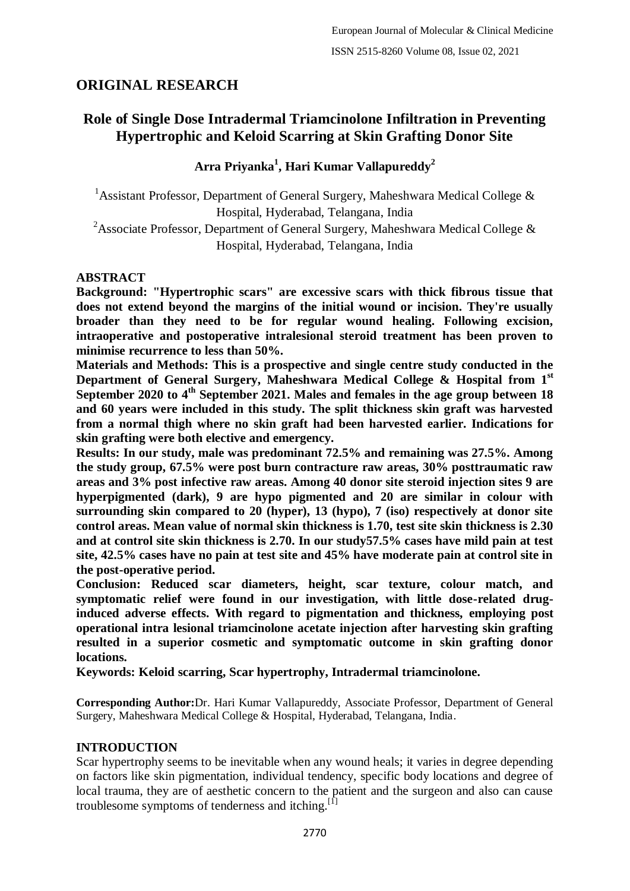## ORIGINAL RESEARCH

# Role of Single Dose Intradermal Triamcinolone Infiltration in Preventing Hypertrophic and Keloid Scarring at Skin Grafting Donor Site

**Arra Priyanka[1], Hari Kumar Vallapureddy[2]**

[1]Assistant Professor, Department of General Surgery, Maheshwara Medical College & Hospital, Hyderabad, Telangana, India

[2]Associate Professor, Department of General Surgery, Maheshwara Medical College & Hospital, Hyderabad, Telangana, India

### ABSTRACT

**Background: "Hypertrophic scars" are excessive scars with thick fibrous tissue that does not extend beyond the margins of the initial wound or incision. They're usually broader than they need to be for regular wound healing. Following excision, intraoperative and postoperative intralesional steroid treatment has been proven to minimise recurrence to less than 50%.**

**Materials and Methods: This is a prospective and single centre study conducted in the Department of General Surgery, Maheshwara Medical College & Hospital from 1st September 2020 to 4th September 2021. Males and females in the age group between 18 and 60 years were included in this study. The split thickness skin graft was harvested from a normal thigh where no skin graft had been harvested earlier. Indications for skin grafting were both elective and emergency.**

**Results: In our study, male was predominant 72.5% and remaining was 27.5%. Among the study group, 67.5% were post burn contracture raw areas, 30% posttraumatic raw areas and 3% post infective raw areas. Among 40 donor site steroid injection sites 9 are hyperpigmented (dark), 9 are hypo pigmented and 20 are similar in colour with surrounding skin compared to 20 (hyper), 13 (hypo), 7 (iso) respectively at donor site control areas. Mean value of normal skin thickness is 1.70, test site skin thickness is 2.30 and at control site skin thickness is 2.70. In our study57.5% cases have mild pain at test site, 42.5% cases have no pain at test site and 45% have moderate pain at control site in the post-operative period.**

**Conclusion: Reduced scar diameters, height, scar texture, colour match, and symptomatic relief were found in our investigation, with little dose-related drug-induced adverse effects. With regard to pigmentation and thickness, employing post operational intra lesional triamcinolone acetate injection after harvesting skin grafting resulted in a superior cosmetic and symptomatic outcome in skin grafting donor locations.**

**Keywords: Keloid scarring, Scar hypertrophy, Intradermal triamcinolone.**

**Corresponding Author:** Dr. Hari Kumar Vallapureddy, Associate Professor, Department of General Surgery, Maheshwara Medical College & Hospital, Hyderabad, Telangana, India.

### INTRODUCTION

Scar hypertrophy seems to be inevitable when any wound heals; it varies in degree depending on factors like skin pigmentation, individual tendency, specific body locations and degree of local trauma, they are of aesthetic concern to the patient and the surgeon and also can cause troublesome symptoms of tenderness and itching.[1]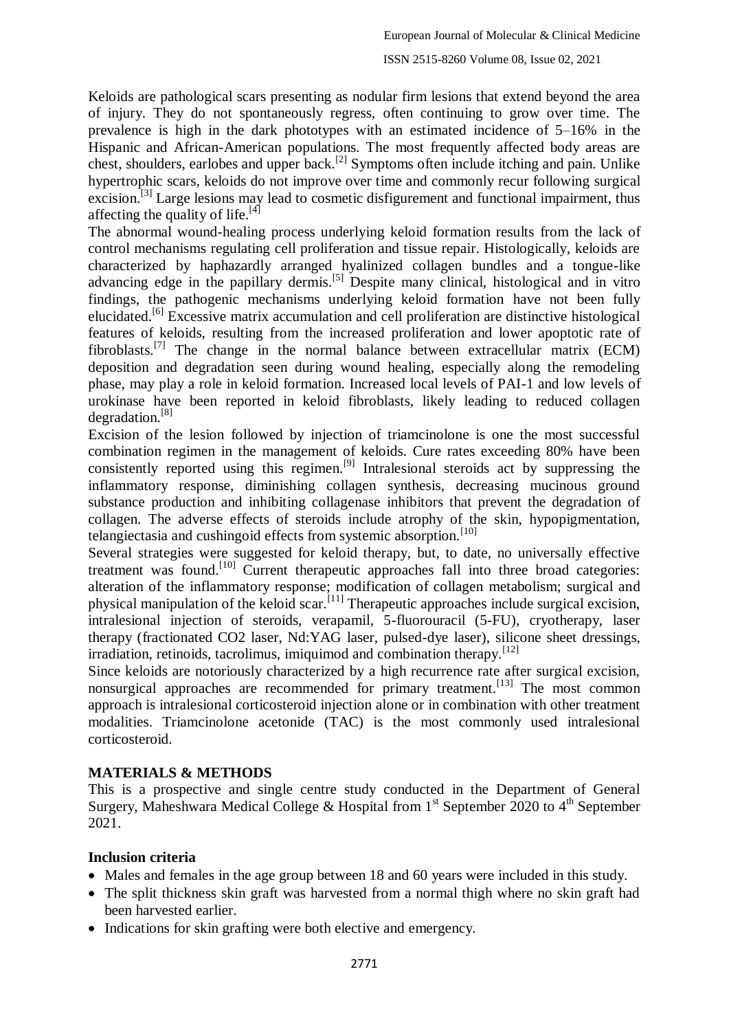Keloids are pathological scars presenting as nodular firm lesions that extend beyond the area of injury. They do not spontaneously regress, often continuing to grow over time. The prevalence is high in the dark phototypes with an estimated incidence of 5–16% in the Hispanic and African-American populations. The most frequently affected body areas are chest, shoulders, earlobes and upper back.[2] Symptoms often include itching and pain. Unlike hypertrophic scars, keloids do not improve over time and commonly recur following surgical excision.[3] Large lesions may lead to cosmetic disfigurement and functional impairment, thus affecting the quality of life.[4]

The abnormal wound-healing process underlying keloid formation results from the lack of control mechanisms regulating cell proliferation and tissue repair. Histologically, keloids are characterized by haphazardly arranged hyalinized collagen bundles and a tongue-like advancing edge in the papillary dermis.[5] Despite many clinical, histological and in vitro findings, the pathogenic mechanisms underlying keloid formation have not been fully elucidated.[6] Excessive matrix accumulation and cell proliferation are distinctive histological features of keloids, resulting from the increased proliferation and lower apoptotic rate of fibroblasts.[7] The change in the normal balance between extracellular matrix (ECM) deposition and degradation seen during wound healing, especially along the remodeling phase, may play a role in keloid formation. Increased local levels of PAI-1 and low levels of urokinase have been reported in keloid fibroblasts, likely leading to reduced collagen degradation.[8]

Excision of the lesion followed by injection of triamcinolone is one the most successful combination regimen in the management of keloids. Cure rates exceeding 80% have been consistently reported using this regimen.[9] Intralesional steroids act by suppressing the inflammatory response, diminishing collagen synthesis, decreasing mucinous ground substance production and inhibiting collagenase inhibitors that prevent the degradation of collagen. The adverse effects of steroids include atrophy of the skin, hypopigmentation, telangiectasia and cushingoid effects from systemic absorption.[10]

Several strategies were suggested for keloid therapy, but, to date, no universally effective treatment was found.[10] Current therapeutic approaches fall into three broad categories: alteration of the inflammatory response; modification of collagen metabolism; surgical and physical manipulation of the keloid scar.[11] Therapeutic approaches include surgical excision, intralesional injection of steroids, verapamil, 5-fluorouracil (5-FU), cryotherapy, laser therapy (fractionated $CO_2$ laser, Nd:YAG laser, pulsed-dye laser), silicone sheet dressings, irradiation, retinoids, tacrolimus, imiquimod and combination therapy.[12]

Since keloids are notoriously characterized by a high recurrence rate after surgical excision, nonsurgical approaches are recommended for primary treatment.[13] The most common approach is intralesional corticosteroid injection alone or in combination with other treatment modalities. Triamcinolone acetonide (TAC) is the most commonly used intralesional corticosteroid.

## MATERIALS & METHODS

This is a prospective and single centre study conducted in the Department of General Surgery, Maheshwara Medical College & Hospital from 1st September 2020 to 4th September 2021.

### Inclusion criteria

- Males and females in the age group between 18 and 60 years were included in this study.
- The split thickness skin graft was harvested from a normal thigh where no skin graft had been harvested earlier.
- Indications for skin grafting were both elective and emergency.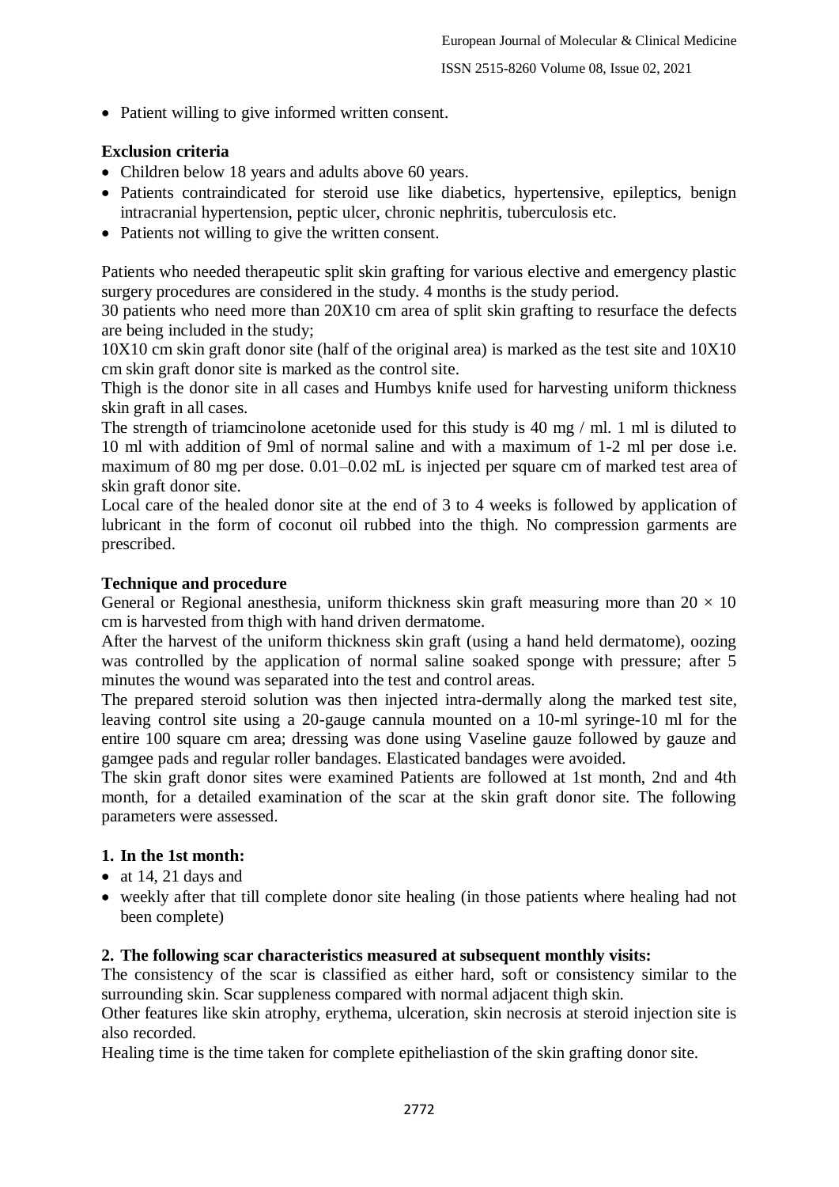- Patient willing to give informed written consent.

**Exclusion criteria**

- Children below 18 years and adults above 60 years.
- Patients contraindicated for steroid use like diabetics, hypertensive, epileptics, benign intracranial hypertension, peptic ulcer, chronic nephritis, tuberculosis etc.
- Patients not willing to give the written consent.

Patients who needed therapeutic split skin grafting for various elective and emergency plastic surgery procedures are considered in the study. 4 months is the study period.

30 patients who need more than 20X10 cm area of split skin grafting to resurface the defects are being included in the study;

10X10 cm skin graft donor site (half of the original area) is marked as the test site and 10X10 cm skin graft donor site is marked as the control site.

Thigh is the donor site in all cases and Humbys knife used for harvesting uniform thickness skin graft in all cases.

The strength of triamcinolone acetonide used for this study is 40 mg / ml. 1 ml is diluted to 10 ml with addition of 9ml of normal saline and with a maximum of 1-2 ml per dose i.e. maximum of 80 mg per dose. 0.01–0.02 mL is injected per square cm of marked test area of skin graft donor site.

Local care of the healed donor site at the end of 3 to 4 weeks is followed by application of lubricant in the form of coconut oil rubbed into the thigh. No compression garments are prescribed.

**Technique and procedure**

General or Regional anesthesia, uniform thickness skin graft measuring more than $20 \times 10$ cm is harvested from thigh with hand driven dermatome.

After the harvest of the uniform thickness skin graft (using a hand held dermatome), oozing was controlled by the application of normal saline soaked sponge with pressure; after 5 minutes the wound was separated into the test and control areas.

The prepared steroid solution was then injected intra-dermally along the marked test site, leaving control site using a 20-gauge cannula mounted on a 10-ml syringe-10 ml for the entire 100 square cm area; dressing was done using Vaseline gauze followed by gauze and gamgee pads and regular roller bandages. Elasticated bandages were avoided.

The skin graft donor sites were examined Patients are followed at 1st month, 2nd and 4th month, for a detailed examination of the scar at the skin graft donor site. The following parameters were assessed.

**1. In the 1st month:**

- at 14, 21 days and
- weekly after that till complete donor site healing (in those patients where healing had not been complete)

**2. The following scar characteristics measured at subsequent monthly visits:**

The consistency of the scar is classified as either hard, soft or consistency similar to the surrounding skin. Scar suppleness compared with normal adjacent thigh skin.

Other features like skin atrophy, erythema, ulceration, skin necrosis at steroid injection site is also recorded.

Healing time is the time taken for complete epitheliastion of the skin grafting donor site.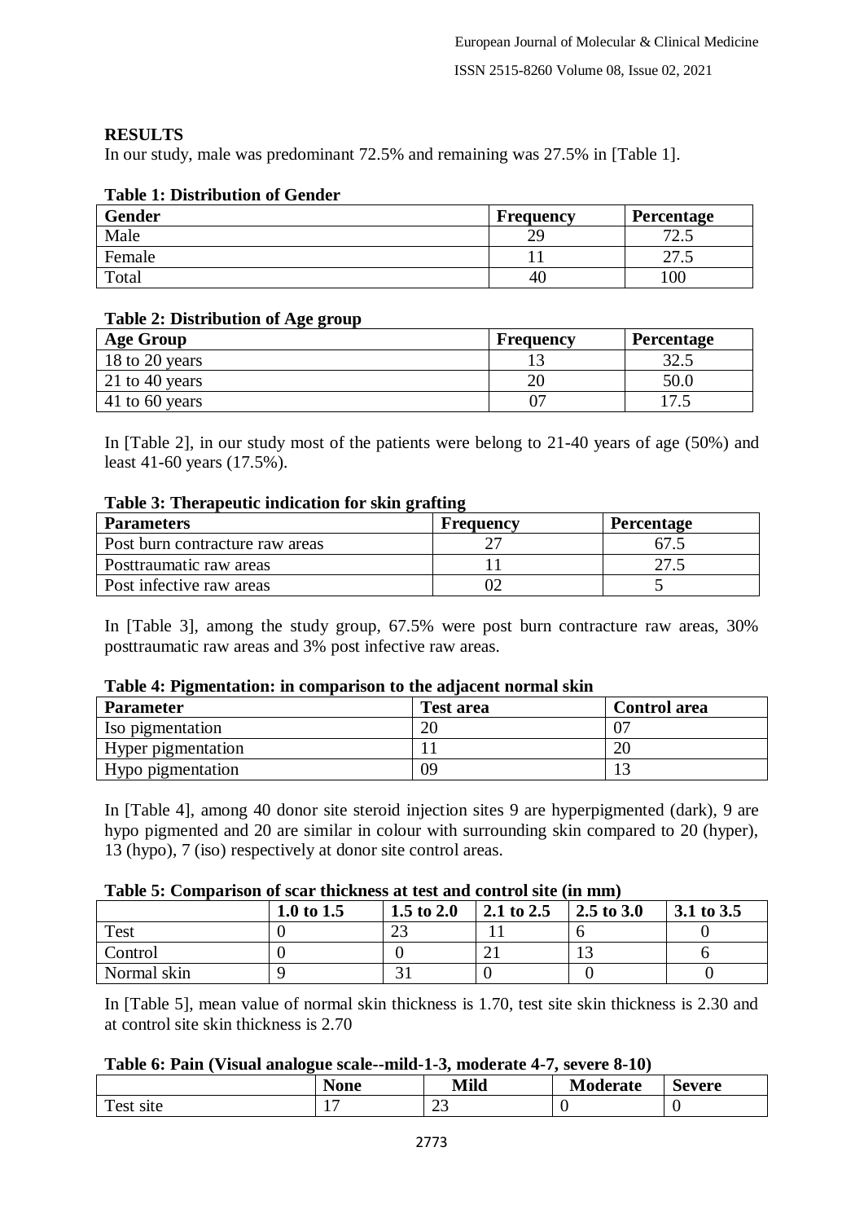## RESULTS

In our study, male was predominant 72.5% and remaining was 27.5% in [Table 1].

**Table 1: Distribution of Gender**

| Gender | Frequency | Percentage |
|---|---|---|
| Male | 29 | 72.5 |
| Female | 11 | 27.5 |
| Total | 40 | 100 |

**Table 2: Distribution of Age group**

| Age Group | Frequency | Percentage |
|---|---|---|
| 18 to 20 years | 13 | 32.5 |
| 21 to 40 years | 20 | 50.0 |
| 41 to 60 years | 07 | 17.5 |

In [Table 2], in our study most of the patients were belong to 21-40 years of age (50%) and least 41-60 years (17.5%).

**Table 3: Therapeutic indication for skin grafting**

| Parameters | Frequency | Percentage |
|---|---|---|
| Post burn contracture raw areas | 27 | 67.5 |
| Posttraumatic raw areas | 11 | 27.5 |
| Post infective raw areas | 02 | 5 |

In [Table 3], among the study group, 67.5% were post burn contracture raw areas, 30% posttraumatic raw areas and 3% post infective raw areas.

**Table 4: Pigmentation: in comparison to the adjacent normal skin**

| Parameter | Test area | Control area |
|---|---|---|
| Iso pigmentation | 20 | 07 |
| Hyper pigmentation | 11 | 20 |
| Hypo pigmentation | 09 | 13 |

In [Table 4], among 40 donor site steroid injection sites 9 are hyperpigmented (dark), 9 are hypo pigmented and 20 are similar in colour with surrounding skin compared to 20 (hyper), 13 (hypo), 7 (iso) respectively at donor site control areas.

**Table 5: Comparison of scar thickness at test and control site (in mm)**

| | 1.0 to 1.5 | 1.5 to 2.0 | 2.1 to 2.5 | 2.5 to 3.0 | 3.1 to 3.5 |
|---|---|---|---|---|---|
| Test | 0 | 23 | 11 | 6 | 0 |
| Control | 0 | 0 | 21 | 13 | 6 |
| Normal skin | 9 | 31 | 0 | 0 | 0 |

In [Table 5], mean value of normal skin thickness is 1.70, test site skin thickness is 2.30 and at control site skin thickness is 2.70

**Table 6: Pain (Visual analogue scale--mild-1-3, moderate 4-7, severe 8-10)**

| | None | Mild | Moderate | Severe |
|---|---|---|---|---|
| Test site | 17 | 23 | 0 | 0 |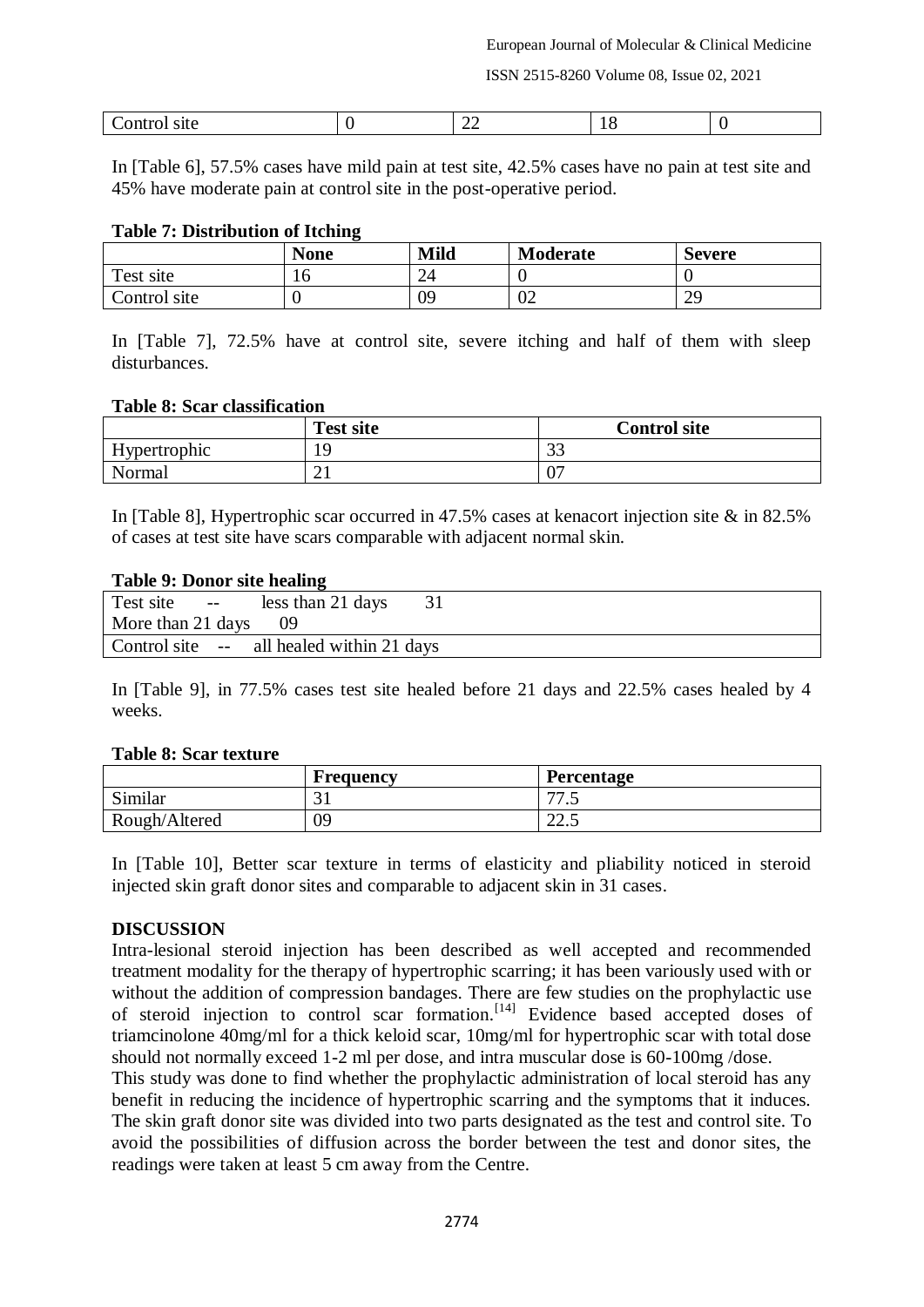| Control site | 0 | 22 | 18 | 0 |
|---|---|---|---|---|

In [Table 6], 57.5% cases have mild pain at test site, 42.5% cases have no pain at test site and 45% have moderate pain at control site in the post-operative period.

**Table 7: Distribution of Itching**

| | None | Mild | Moderate | Severe |
|---|---|---|---|---|
| Test site | 16 | 24 | 0 | 0 |
| Control site | 0 | 09 | 02 | 29 |

In [Table 7], 72.5% have at control site, severe itching and half of them with sleep disturbances.

**Table 8: Scar classification**

| | Test site | Control site |
|---|---|---|
| Hypertrophic | 19 | 33 |
| Normal | 21 | 07 |

In [Table 8], Hypertrophic scar occurred in 47.5% cases at kenacort injection site & in 82.5% of cases at test site have scars comparable with adjacent normal skin.

**Table 9: Donor site healing**

| Test site -- less than 21 days 31 |
|---|
| More than 21 days 09 |
| Control site -- all healed within 21 days |

In [Table 9], in 77.5% cases test site healed before 21 days and 22.5% cases healed by 4 weeks.

**Table 8: Scar texture**

| | Frequency | Percentage |
|---|---|---|
| Similar | 31 | 77.5 |
| Rough/Altered | 09 | 22.5 |

In [Table 10], Better scar texture in terms of elasticity and pliability noticed in steroid injected skin graft donor sites and comparable to adjacent skin in 31 cases.

## DISCUSSION

Intra-lesional steroid injection has been described as well accepted and recommended treatment modality for the therapy of hypertrophic scarring; it has been variously used with or without the addition of compression bandages. There are few studies on the prophylactic use of steroid injection to control scar formation.[14] Evidence based accepted doses of triamcinolone 40mg/ml for a thick keloid scar, 10mg/ml for hypertrophic scar with total dose should not normally exceed 1-2 ml per dose, and intra muscular dose is 60-100mg /dose.

This study was done to find whether the prophylactic administration of local steroid has any benefit in reducing the incidence of hypertrophic scarring and the symptoms that it induces. The skin graft donor site was divided into two parts designated as the test and control site. To avoid the possibilities of diffusion across the border between the test and donor sites, the readings were taken at least 5 cm away from the Centre.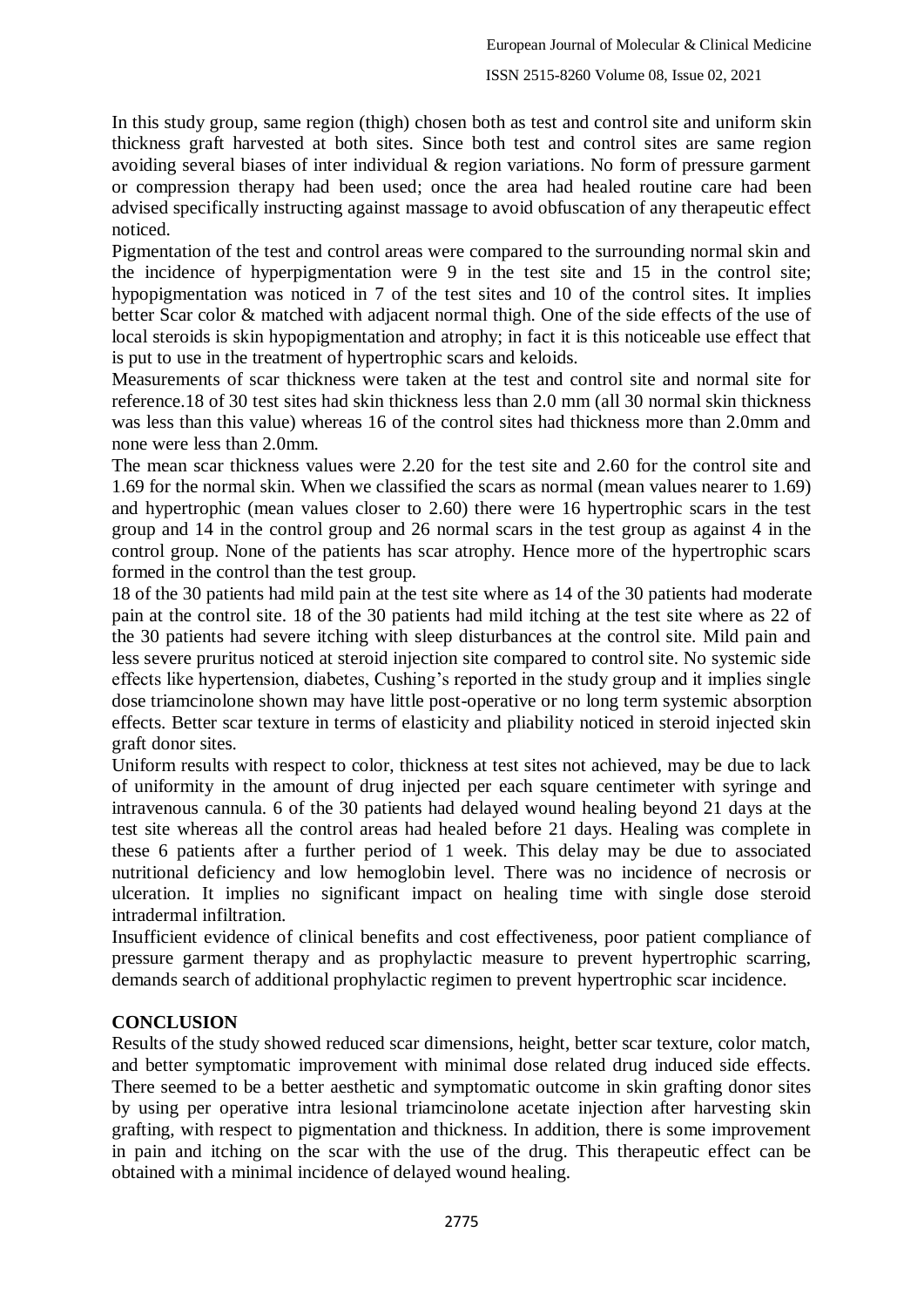In this study group, same region (thigh) chosen both as test and control site and uniform skin thickness graft harvested at both sites. Since both test and control sites are same region avoiding several biases of inter individual & region variations. No form of pressure garment or compression therapy had been used; once the area had healed routine care had been advised specifically instructing against massage to avoid obfuscation of any therapeutic effect noticed.

Pigmentation of the test and control areas were compared to the surrounding normal skin and the incidence of hyperpigmentation were 9 in the test site and 15 in the control site; hypopigmentation was noticed in 7 of the test sites and 10 of the control sites. It implies better Scar color & matched with adjacent normal thigh. One of the side effects of the use of local steroids is skin hypopigmentation and atrophy; in fact it is this noticeable use effect that is put to use in the treatment of hypertrophic scars and keloids.

Measurements of scar thickness were taken at the test and control site and normal site for reference.18 of 30 test sites had skin thickness less than 2.0 mm (all 30 normal skin thickness was less than this value) whereas 16 of the control sites had thickness more than 2.0mm and none were less than 2.0mm.

The mean scar thickness values were 2.20 for the test site and 2.60 for the control site and 1.69 for the normal skin. When we classified the scars as normal (mean values nearer to 1.69) and hypertrophic (mean values closer to 2.60) there were 16 hypertrophic scars in the test group and 14 in the control group and 26 normal scars in the test group as against 4 in the control group. None of the patients has scar atrophy. Hence more of the hypertrophic scars formed in the control than the test group.

18 of the 30 patients had mild pain at the test site where as 14 of the 30 patients had moderate pain at the control site. 18 of the 30 patients had mild itching at the test site where as 22 of the 30 patients had severe itching with sleep disturbances at the control site. Mild pain and less severe pruritus noticed at steroid injection site compared to control site. No systemic side effects like hypertension, diabetes, Cushing's reported in the study group and it implies single dose triamcinolone shown may have little post-operative or no long term systemic absorption effects. Better scar texture in terms of elasticity and pliability noticed in steroid injected skin graft donor sites.

Uniform results with respect to color, thickness at test sites not achieved, may be due to lack of uniformity in the amount of drug injected per each square centimeter with syringe and intravenous cannula. 6 of the 30 patients had delayed wound healing beyond 21 days at the test site whereas all the control areas had healed before 21 days. Healing was complete in these 6 patients after a further period of 1 week. This delay may be due to associated nutritional deficiency and low hemoglobin level. There was no incidence of necrosis or ulceration. It implies no significant impact on healing time with single dose steroid intradermal infiltration.

Insufficient evidence of clinical benefits and cost effectiveness, poor patient compliance of pressure garment therapy and as prophylactic measure to prevent hypertrophic scarring, demands search of additional prophylactic regimen to prevent hypertrophic scar incidence.

## CONCLUSION

Results of the study showed reduced scar dimensions, height, better scar texture, color match, and better symptomatic improvement with minimal dose related drug induced side effects. There seemed to be a better aesthetic and symptomatic outcome in skin grafting donor sites by using per operative intra lesional triamcinolone acetate injection after harvesting skin grafting, with respect to pigmentation and thickness. In addition, there is some improvement in pain and itching on the scar with the use of the drug. This therapeutic effect can be obtained with a minimal incidence of delayed wound healing.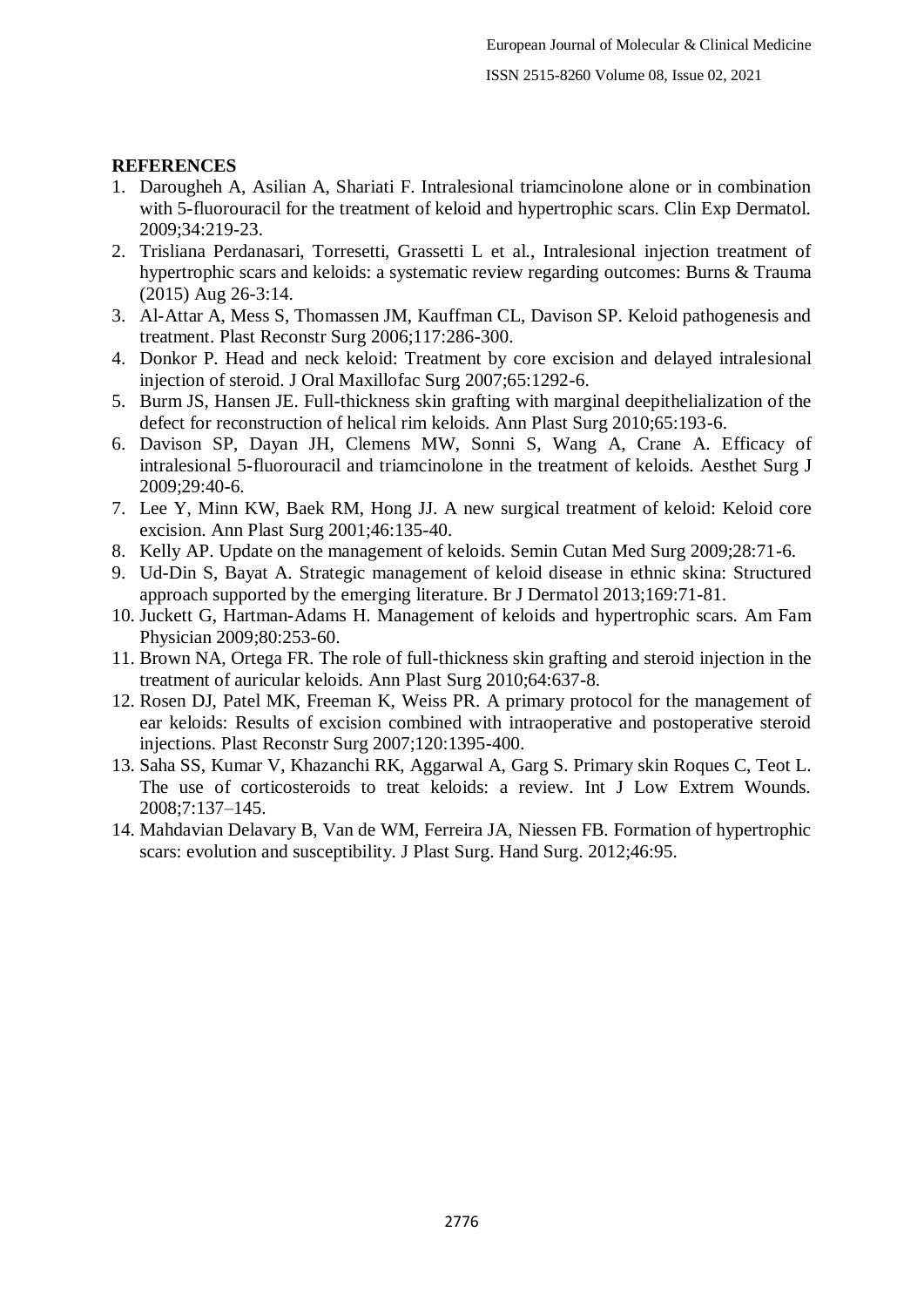**REFERENCES**

1. Darougheh A, Asilian A, Shariati F. Intralesional triamcinolone alone or in combination with 5-fluorouracil for the treatment of keloid and hypertrophic scars. Clin Exp Dermatol. 2009;34:219-23.
2. Trisliana Perdanasari, Torresetti, Grassetti L et al., Intralesional injection treatment of hypertrophic scars and keloids: a systematic review regarding outcomes: Burns & Trauma (2015) Aug 26-3:14.
3. Al-Attar A, Mess S, Thomassen JM, Kauffman CL, Davison SP. Keloid pathogenesis and treatment. Plast Reconstr Surg 2006;117:286-300.
4. Donkor P. Head and neck keloid: Treatment by core excision and delayed intralesional injection of steroid. J Oral Maxillofac Surg 2007;65:1292-6.
5. Burm JS, Hansen JE. Full-thickness skin grafting with marginal deepithelialization of the defect for reconstruction of helical rim keloids. Ann Plast Surg 2010;65:193-6.
6. Davison SP, Dayan JH, Clemens MW, Sonni S, Wang A, Crane A. Efficacy of intralesional 5-fluorouracil and triamcinolone in the treatment of keloids. Aesthet Surg J 2009;29:40-6.
7. Lee Y, Minn KW, Baek RM, Hong JJ. A new surgical treatment of keloid: Keloid core excision. Ann Plast Surg 2001;46:135-40.
8. Kelly AP. Update on the management of keloids. Semin Cutan Med Surg 2009;28:71-6.
9. Ud-Din S, Bayat A. Strategic management of keloid disease in ethnic skina: Structured approach supported by the emerging literature. Br J Dermatol 2013;169:71-81.
10. Juckett G, Hartman-Adams H. Management of keloids and hypertrophic scars. Am Fam Physician 2009;80:253-60.
11. Brown NA, Ortega FR. The role of full-thickness skin grafting and steroid injection in the treatment of auricular keloids. Ann Plast Surg 2010;64:637-8.
12. Rosen DJ, Patel MK, Freeman K, Weiss PR. A primary protocol for the management of ear keloids: Results of excision combined with intraoperative and postoperative steroid injections. Plast Reconstr Surg 2007;120:1395-400.
13. Saha SS, Kumar V, Khazanchi RK, Aggarwal A, Garg S. Primary skin Roques C, Teot L. The use of corticosteroids to treat keloids: a review. Int J Low Extrem Wounds. 2008;7:137–145.
14. Mahdavian Delavary B, Van de WM, Ferreira JA, Niessen FB. Formation of hypertrophic scars: evolution and susceptibility. J Plast Surg. Hand Surg. 2012;46:95.